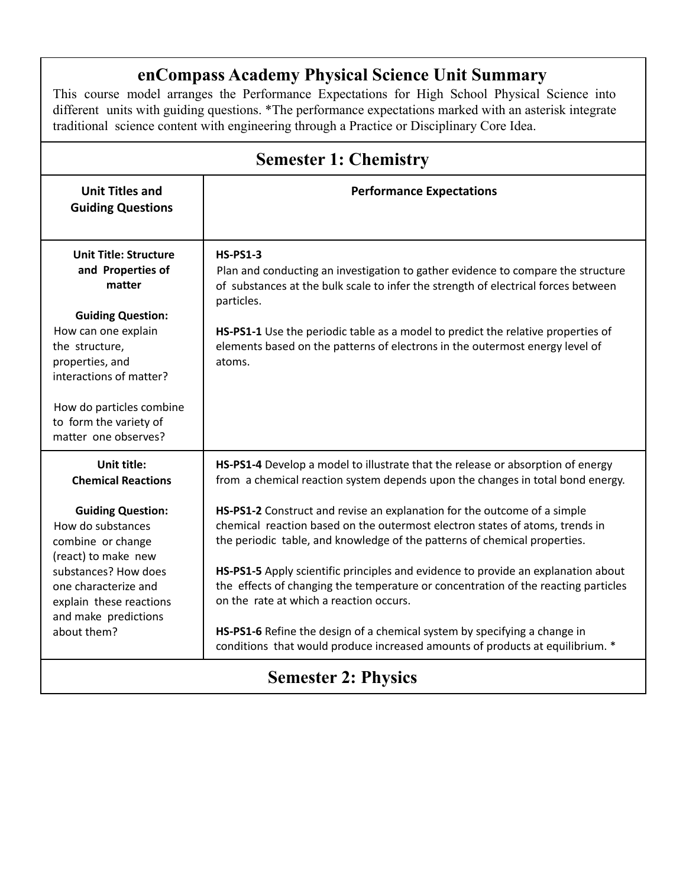# enCompass Academy Physical Science Unit Summary

This course model arranges the Performance Expectations for High School Physical Science into different units with guiding questions. *The performance expectations marked with an asterisk integrate traditional science content with engineering through a Practice or Disciplinary Core Idea.

## Semester 1: Chemistry

| Unit Titles and Guiding Questions | Performance Expectations |
|---|---|
| **Unit Title: Structure and Properties of matter**<br><br>**Guiding Question:**<br>How can one explain the structure, properties, and interactions of matter?<br><br>How do particles combine to form the variety of matter one observes? | **HS-PS1-3**<br>Plan and conducting an investigation to gather evidence to compare the structure of substances at the bulk scale to infer the strength of electrical forces between particles.<br><br>**HS-PS1-1** Use the periodic table as a model to predict the relative properties of elements based on the patterns of electrons in the outermost energy level of atoms. |
| **Unit title: Chemical Reactions**<br><br>**Guiding Question:**<br>How do substances combine or change (react) to make new substances? How does one characterize and explain these reactions and make predictions about them? | **HS-PS1-4** Develop a model to illustrate that the release or absorption of energy from a chemical reaction system depends upon the changes in total bond energy.<br><br>**HS-PS1-2** Construct and revise an explanation for the outcome of a simple chemical reaction based on the outermost electron states of atoms, trends in the periodic table, and knowledge of the patterns of chemical properties.<br><br>**HS-PS1-5** Apply scientific principles and evidence to provide an explanation about the effects of changing the temperature or concentration of the reacting particles on the rate at which a reaction occurs.<br><br>**HS-PS1-6** Refine the design of a chemical system by specifying a change in conditions that would produce increased amounts of products at equilibrium. * |

## Semester 2: Physics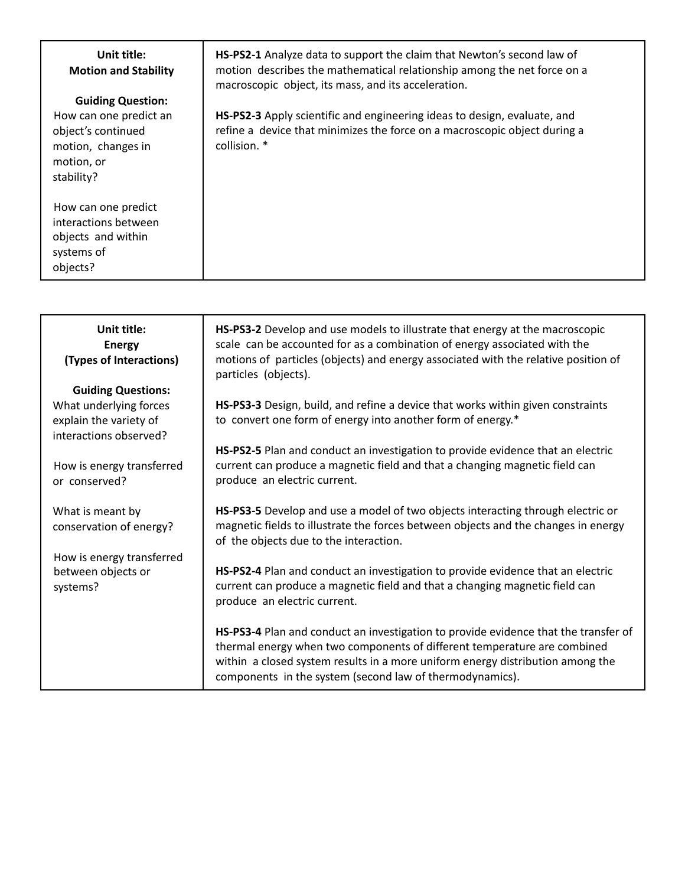| Unit title:<br>**Motion and Stability**<br><br>**Guiding Question:**<br>How can one predict an object's continued motion, changes in motion, or stability?<br><br>How can one predict interactions between objects and within systems of objects? | **HS-PS2-1** Analyze data to support the claim that Newton's second law of motion describes the mathematical relationship among the net force on a macroscopic object, its mass, and its acceleration.<br><br>**HS-PS2-3** Apply scientific and engineering ideas to design, evaluate, and refine a device that minimizes the force on a macroscopic object during a collision. * |
|---|---|

| Unit title:<br>**Energy**<br>**(Types of Interactions)**<br><br>**Guiding Questions:**<br>What underlying forces explain the variety of interactions observed?<br><br>How is energy transferred or conserved?<br><br>What is meant by conservation of energy?<br><br>How is energy transferred between objects or systems? | **HS-PS3-2** Develop and use models to illustrate that energy at the macroscopic scale can be accounted for as a combination of energy associated with the motions of particles (objects) and energy associated with the relative position of particles (objects).<br><br>**HS-PS3-3** Design, build, and refine a device that works within given constraints to convert one form of energy into another form of energy.*<br><br>**HS-PS2-5** Plan and conduct an investigation to provide evidence that an electric current can produce a magnetic field and that a changing magnetic field can produce an electric current.<br><br>**HS-PS3-5** Develop and use a model of two objects interacting through electric or magnetic fields to illustrate the forces between objects and the changes in energy of the objects due to the interaction.<br><br>**HS-PS2-4** Plan and conduct an investigation to provide evidence that an electric current can produce a magnetic field and that a changing magnetic field can produce an electric current.<br><br>**HS-PS3-4** Plan and conduct an investigation to provide evidence that the transfer of thermal energy when two components of different temperature are combined within a closed system results in a more uniform energy distribution among the components in the system (second law of thermodynamics). |
|---|---|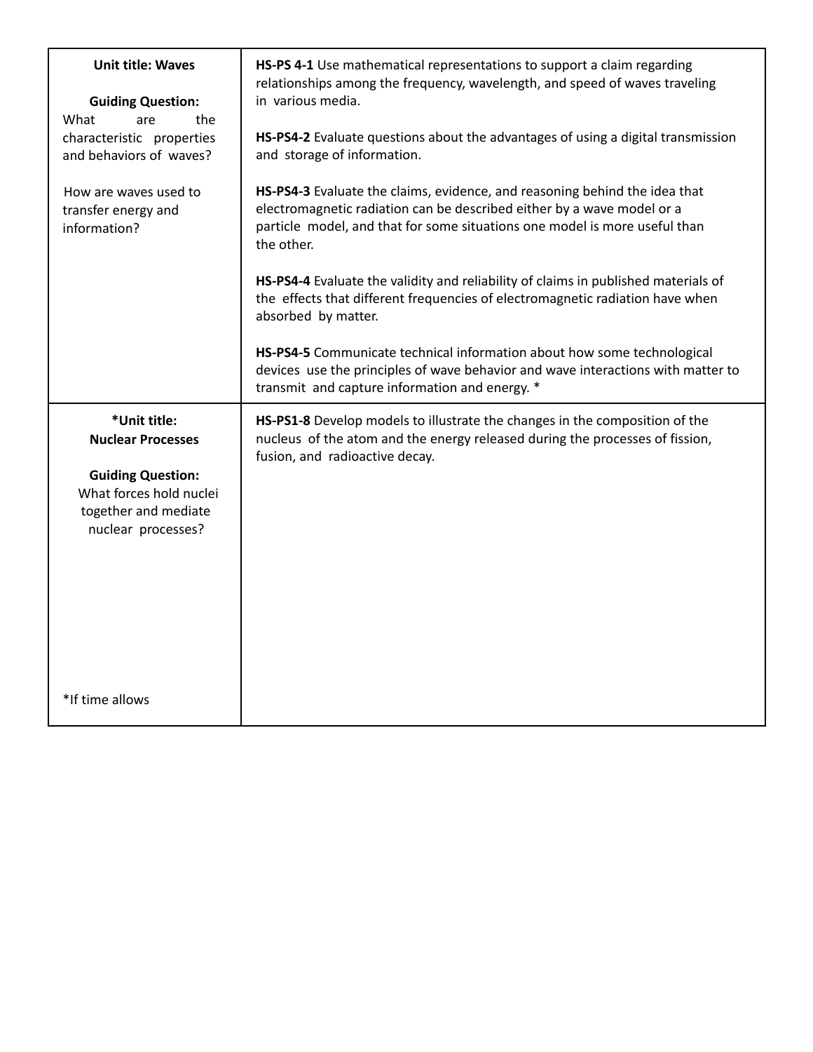| | |
|---|---|
| **Unit title: Waves**<br><br>**Guiding Question:**<br>What are the characteristic properties and behaviors of waves?<br><br>How are waves used to transfer energy and information? | **HS-PS 4-1** Use mathematical representations to support a claim regarding relationships among the frequency, wavelength, and speed of waves traveling in various media.<br><br>**HS-PS4-2** Evaluate questions about the advantages of using a digital transmission and storage of information.<br><br>**HS-PS4-3** Evaluate the claims, evidence, and reasoning behind the idea that electromagnetic radiation can be described either by a wave model or a particle model, and that for some situations one model is more useful than the other.<br><br>**HS-PS4-4** Evaluate the validity and reliability of claims in published materials of the effects that different frequencies of electromagnetic radiation have when absorbed by matter.<br><br>**HS-PS4-5** Communicate technical information about how some technological devices use the principles of wave behavior and wave interactions with matter to transmit and capture information and energy. * |
| ***Unit title: Nuclear Processes**<br><br>**Guiding Question:**<br>What forces hold nuclei together and mediate nuclear processes?<br><br>*If time allows | **HS-PS1-8** Develop models to illustrate the changes in the composition of the nucleus of the atom and the energy released during the processes of fission, fusion, and radioactive decay. |